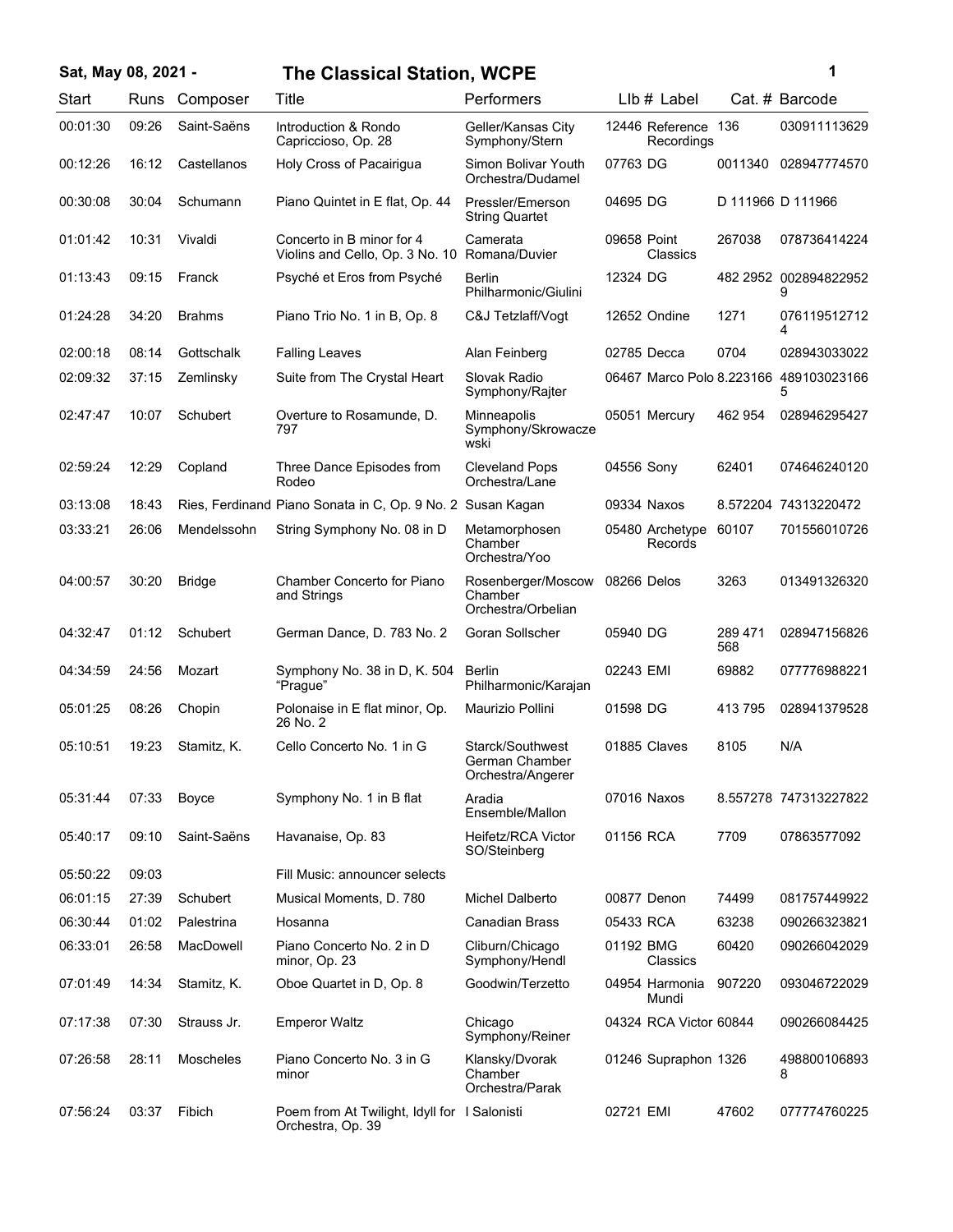# Sat, May 08, 2021 - The Classical Station, WCPE

| Start | Runs | Composer | Title | Performers | Llb # | Label | Cat. # | Barcode |
|---|---|---|---|---|---|---|---|---|
| 00:01:30 | 09:26 | Saint-Saëns | Introduction & Rondo Capriccioso, Op. 28 | Geller/Kansas City Symphony/Stern | 12446 | Reference Recordings | 136 | 030911113629 |
| 00:12:26 | 16:12 | Castellanos | Holy Cross of Pacairigua | Simon Bolivar Youth Orchestra/Dudamel | 07763 | DG | 0011340 | 028947774570 |
| 00:30:08 | 30:04 | Schumann | Piano Quintet in E flat, Op. 44 | Pressler/Emerson String Quartet | 04695 | DG | D 111966 | D 111966 |
| 01:01:42 | 10:31 | Vivaldi | Concerto in B minor for 4 Violins and Cello, Op. 3 No. 10 | Camerata Romana/Duvier | 09658 | Point Classics | 267038 | 078736414224 |
| 01:13:43 | 09:15 | Franck | Psyché et Eros from Psyché | Berlin Philharmonic/Giulini | 12324 | DG | 482 2952 | 0028948229529 |
| 01:24:28 | 34:20 | Brahms | Piano Trio No. 1 in B, Op. 8 | C&J Tetzlaff/Vogt | 12652 | Ondine | 1271 | 0761195127124 |
| 02:00:18 | 08:14 | Gottschalk | Falling Leaves | Alan Feinberg | 02785 | Decca | 0704 | 028943033022 |
| 02:09:32 | 37:15 | Zemlinsky | Suite from The Crystal Heart | Slovak Radio Symphony/Rajter | 06467 | Marco Polo | 8.223166 | 4891030231665 |
| 02:47:47 | 10:07 | Schubert | Overture to Rosamunde, D. 797 | Minneapolis Symphony/Skrowaczewski | 05051 | Mercury | 462 954 | 028946295427 |
| 02:59:24 | 12:29 | Copland | Three Dance Episodes from Rodeo | Cleveland Pops Orchestra/Lane | 04556 | Sony | 62401 | 074646240120 |
| 03:13:08 | 18:43 | Ries, Ferdinand | Piano Sonata in C, Op. 9 No. 2 | Susan Kagan | 09334 | Naxos | 8.572204 | 74313220472 |
| 03:33:21 | 26:06 | Mendelssohn | String Symphony No. 08 in D | Metamorphosen Chamber Orchestra/Yoo | 05480 | Archetype Records | 60107 | 701556010726 |
| 04:00:57 | 30:20 | Bridge | Chamber Concerto for Piano and Strings | Rosenberger/Moscow Chamber Orchestra/Orbelian | 08266 | Delos | 3263 | 013491326320 |
| 04:32:47 | 01:12 | Schubert | German Dance, D. 783 No. 2 | Goran Sollscher | 05940 | DG | 289 471 568 | 028947156826 |
| 04:34:59 | 24:56 | Mozart | Symphony No. 38 in D, K. 504 "Prague" | Berlin Philharmonic/Karajan | 02243 | EMI | 69882 | 077776988221 |
| 05:01:25 | 08:26 | Chopin | Polonaise in E flat minor, Op. 26 No. 2 | Maurizio Pollini | 01598 | DG | 413 795 | 028941379528 |
| 05:10:51 | 19:23 | Stamitz, K. | Cello Concerto No. 1 in G | Starck/Southwest German Chamber Orchestra/Angerer | 01885 | Claves | 8105 | N/A |
| 05:31:44 | 07:33 | Boyce | Symphony No. 1 in B flat | Aradia Ensemble/Mallon | 07016 | Naxos | 8.557278 | 747313227822 |
| 05:40:17 | 09:10 | Saint-Saëns | Havanaise, Op. 83 | Heifetz/RCA Victor SO/Steinberg | 01156 | RCA | 7709 | 07863577092 |
| 05:50:22 | 09:03 | | Fill Music: announcer selects | | | | | |
| 06:01:15 | 27:39 | Schubert | Musical Moments, D. 780 | Michel Dalberto | 00877 | Denon | 74499 | 081757449922 |
| 06:30:44 | 01:02 | Palestrina | Hosanna | Canadian Brass | 05433 | RCA | 63238 | 090266323821 |
| 06:33:01 | 26:58 | MacDowell | Piano Concerto No. 2 in D minor, Op. 23 | Cliburn/Chicago Symphony/Hendl | 01192 | BMG Classics | 60420 | 090266042029 |
| 07:01:49 | 14:34 | Stamitz, K. | Oboe Quartet in D, Op. 8 | Goodwin/Terzetto | 04954 | Harmonia Mundi | 907220 | 093046722029 |
| 07:17:38 | 07:30 | Strauss Jr. | Emperor Waltz | Chicago Symphony/Reiner | 04324 | RCA Victor | 60844 | 090266084425 |
| 07:26:58 | 28:11 | Moscheles | Piano Concerto No. 3 in G minor | Klansky/Dvorak Chamber Orchestra/Parak | 01246 | Supraphon | 1326 | 4988001068938 |
| 07:56:24 | 03:37 | Fibich | Poem from At Twilight, Idyll for Orchestra, Op. 39 | I Salonisti | 02721 | EMI | 47602 | 077774760225 |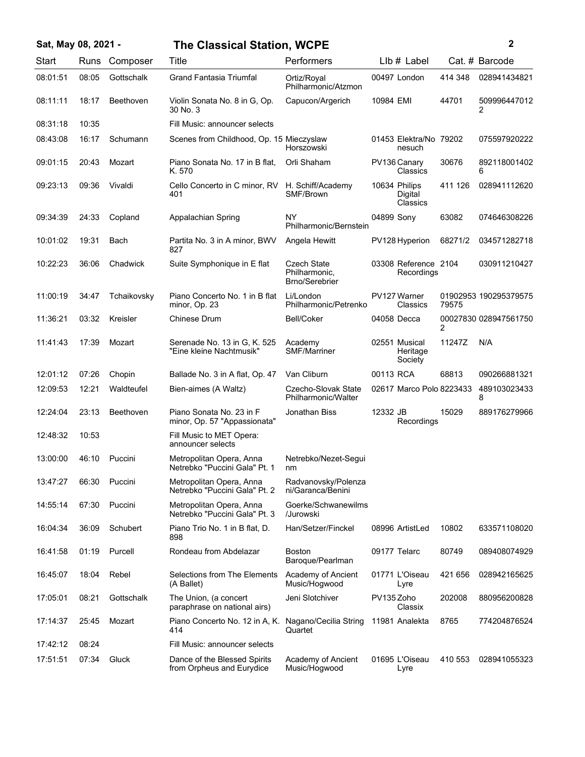| Start | Runs | Composer | Title | Performers | Llb # | Label | Cat. # | Barcode |
|---|---|---|---|---|---|---|---|---|
| 08:01:51 | 08:05 | Gottschalk | Grand Fantasia Triumfal | Ortiz/Royal Philharmonic/Atzmon | 00497 | London | 414 348 | 028941434821 |
| 08:11:11 | 18:17 | Beethoven | Violin Sonata No. 8 in G, Op. 30 No. 3 | Capucon/Argerich | 10984 | EMI | 44701 | 5099964470122 |
| 08:31:18 | 10:35 | | Fill Music: announcer selects | | | | | |
| 08:43:08 | 16:17 | Schumann | Scenes from Childhood, Op. 15 | Mieczyslaw Horszowski | 01453 | Elektra/Nonesuch | 79202 | 075597920222 |
| 09:01:15 | 20:43 | Mozart | Piano Sonata No. 17 in B flat, K. 570 | Orli Shaham | PV136 | Canary Classics | 30676 | 8921180014026 |
| 09:23:13 | 09:36 | Vivaldi | Cello Concerto in C minor, RV 401 | H. Schiff/Academy SMF/Brown | 10634 | Philips Digital Classics | 411 126 | 028941112620 |
| 09:34:39 | 24:33 | Copland | Appalachian Spring | NY Philharmonic/Bernstein | 04899 | Sony | 63082 | 074646308226 |
| 10:01:02 | 19:31 | Bach | Partita No. 3 in A minor, BWV 827 | Angela Hewitt | PV128 | Hyperion | 68271/2 | 034571282718 |
| 10:22:23 | 36:06 | Chadwick | Suite Symphonique in E flat | Czech State Philharmonic, Brno/Serebrier | 03308 | Reference Recordings | 2104 | 030911210427 |
| 11:00:19 | 34:47 | Tchaikovsky | Piano Concerto No. 1 in B flat minor, Op. 23 | Li/London Philharmonic/Petrenko | PV127 | Warner Classics | 0190295379575 | 190295379575 |
| 11:36:21 | 03:32 | Kreisler | Chinese Drum | Bell/Coker | 04058 | Decca | 000278302 | 028947561750 |
| 11:41:43 | 17:39 | Mozart | Serenade No. 13 in G, K. 525 "Eine kleine Nachtmusik" | Academy SMF/Marriner | 02551 | Musical Heritage Society | 11247Z | N/A |
| 12:01:12 | 07:26 | Chopin | Ballade No. 3 in A flat, Op. 47 | Van Cliburn | 00113 | RCA | 68813 | 090266881321 |
| 12:09:53 | 12:21 | Waldteufel | Bien-aimes (A Waltz) | Czecho-Slovak State Philharmonic/Walter | 02617 | Marco Polo | 8223433 | 4891030234338 |
| 12:24:04 | 23:13 | Beethoven | Piano Sonata No. 23 in F minor, Op. 57 "Appassionata" | Jonathan Biss | 12332 | JB Recordings | 15029 | 889176279966 |
| 12:48:32 | 10:53 | | Fill Music to MET Opera: announcer selects | | | | | |
| 13:00:00 | 46:10 | Puccini | Metropolitan Opera, Anna Netrebko "Puccini Gala" Pt. 1 | Netrebko/Nezet-Seguinm | | | | |
| 13:47:27 | 66:30 | Puccini | Metropolitan Opera, Anna Netrebko "Puccini Gala" Pt. 2 | Radvanovsky/Polenzani/Garanca/Benini | | | | |
| 14:55:14 | 67:30 | Puccini | Metropolitan Opera, Anna Netrebko "Puccini Gala" Pt. 3 | Goerke/Schwanewilms/Jurowski | | | | |
| 16:04:34 | 36:09 | Schubert | Piano Trio No. 1 in B flat, D. 898 | Han/Setzer/Finckel | 08996 | ArtistLed | 10802 | 633571108020 |
| 16:41:58 | 01:19 | Purcell | Rondeau from Abdelazar | Boston Baroque/Pearlman | 09177 | Telarc | 80749 | 089408074929 |
| 16:45:07 | 18:04 | Rebel | Selections from The Elements (A Ballet) | Academy of Ancient Music/Hogwood | 01771 | L'Oiseau Lyre | 421 656 | 028942165625 |
| 17:05:01 | 08:21 | Gottschalk | The Union, (a concert paraphrase on national airs) | Jeni Slotchiver | PV135 | Zoho Classix | 202008 | 880956200828 |
| 17:14:37 | 25:45 | Mozart | Piano Concerto No. 12 in A, K. 414 | Nagano/Cecilia String Quartet | 11981 | Analekta | 8765 | 774204876524 |
| 17:42:12 | 08:24 | | Fill Music: announcer selects | | | | | |
| 17:51:51 | 07:34 | Gluck | Dance of the Blessed Spirits from Orpheus and Eurydice | Academy of Ancient Music/Hogwood | 01695 | L'Oiseau Lyre | 410 553 | 028941055323 |